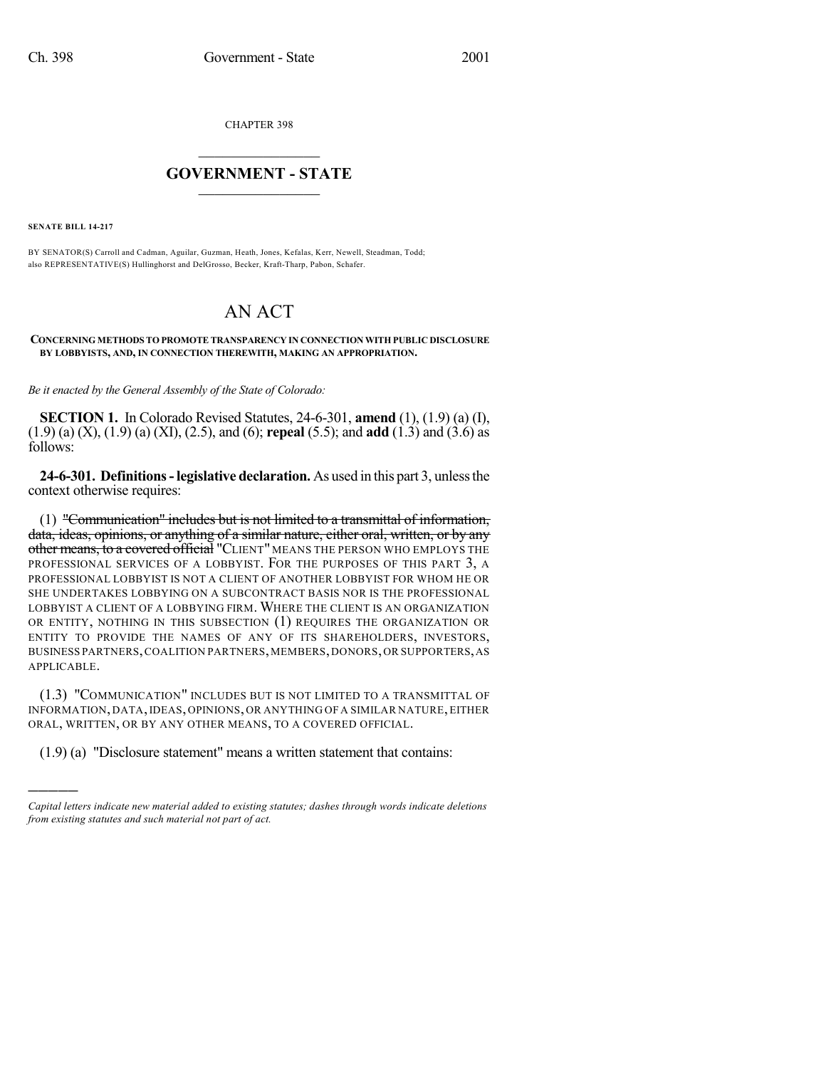CHAPTER 398

# GOVERNMENT - STATE

**SENATE BILL 14-217**

BY SENATOR(S) Carroll and Cadman, Aguilar, Guzman, Heath, Jones, Kefalas, Kerr, Newell, Steadman, Todd; also REPRESENTATIVE(S) Hullinghorst and DelGrosso, Becker, Kraft-Tharp, Pabon, Schafer.

# AN ACT

**CONCERNING METHODS TO PROMOTE TRANSPARENCY IN CONNECTION WITH PUBLIC DISCLOSURE BY LOBBYISTS, AND, IN CONNECTION THEREWITH, MAKING AN APPROPRIATION.**

*Be it enacted by the General Assembly of the State of Colorado:*

**SECTION 1.** In Colorado Revised Statutes, 24-6-301, **amend** (1), (1.9) (a) (I), (1.9) (a) (X), (1.9) (a) (XI), (2.5), and (6); **repeal** (5.5); and **add** (1.3) and (3.6) as follows:

**24-6-301. Definitions - legislative declaration.** As used in this part 3, unless the context otherwise requires:

(1) ~~"Communication" includes but is not limited to a transmittal of information, data, ideas, opinions, or anything of a similar nature, either oral, written, or by any other means, to a covered official~~ "CLIENT" MEANS THE PERSON WHO EMPLOYS THE PROFESSIONAL SERVICES OF A LOBBYIST. FOR THE PURPOSES OF THIS PART 3, A PROFESSIONAL LOBBYIST IS NOT A CLIENT OF ANOTHER LOBBYIST FOR WHOM HE OR SHE UNDERTAKES LOBBYING ON A SUBCONTRACT BASIS NOR IS THE PROFESSIONAL LOBBYIST A CLIENT OF A LOBBYING FIRM. WHERE THE CLIENT IS AN ORGANIZATION OR ENTITY, NOTHING IN THIS SUBSECTION (1) REQUIRES THE ORGANIZATION OR ENTITY TO PROVIDE THE NAMES OF ANY OF ITS SHAREHOLDERS, INVESTORS, BUSINESS PARTNERS, COALITION PARTNERS, MEMBERS, DONORS, OR SUPPORTERS, AS APPLICABLE.

(1.3) "COMMUNICATION" INCLUDES BUT IS NOT LIMITED TO A TRANSMITTAL OF INFORMATION, DATA, IDEAS, OPINIONS, OR ANYTHING OF A SIMILAR NATURE, EITHER ORAL, WRITTEN, OR BY ANY OTHER MEANS, TO A COVERED OFFICIAL.

(1.9) (a) "Disclosure statement" means a written statement that contains:

---

*Capital letters indicate new material added to existing statutes; dashes through words indicate deletions from existing statutes and such material not part of act.*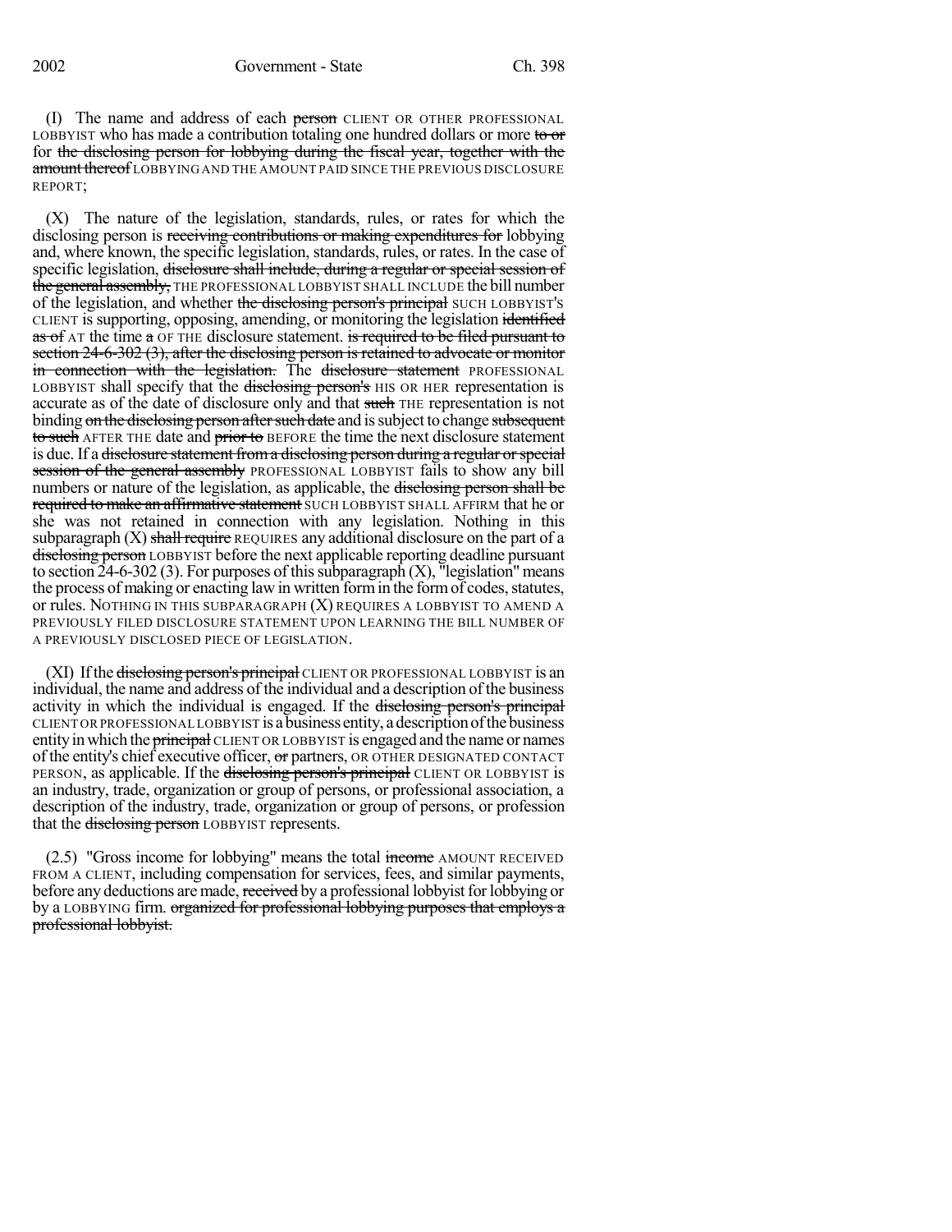(I) The name and address of each ~~person~~ CLIENT OR OTHER PROFESSIONAL LOBBYIST who has made a contribution totaling one hundred dollars or more ~~to or~~ for ~~the disclosing person for lobbying during the fiscal year, together with the amount thereof~~ LOBBYING AND THE AMOUNT PAID SINCE THE PREVIOUS DISCLOSURE REPORT;

(X) The nature of the legislation, standards, rules, or rates for which the disclosing person is ~~receiving contributions or making expenditures for~~ lobbying and, where known, the specific legislation, standards, rules, or rates. In the case of specific legislation, ~~disclosure shall include, during a regular or special session of the general assembly,~~ THE PROFESSIONAL LOBBYIST SHALL INCLUDE the bill number of the legislation, and whether ~~the disclosing person's principal~~ SUCH LOBBYIST'S CLIENT is supporting, opposing, amending, or monitoring the legislation ~~identified as of~~ AT the time ~~a~~ OF THE disclosure statement. ~~is required to be filed pursuant to section 24-6-302 (3), after the disclosing person is retained to advocate or monitor in connection with the legislation.~~ The ~~disclosure statement~~ PROFESSIONAL LOBBYIST shall specify that the ~~disclosing person's~~ HIS OR HER representation is accurate as of the date of disclosure only and that ~~such~~ THE representation is not binding ~~on the disclosing person after such date~~ and is subject to change ~~subsequent to such~~ AFTER THE date and ~~prior to~~ BEFORE the time the next disclosure statement is due. If a ~~disclosure statement from a disclosing person during a regular or special session of the general assembly~~ PROFESSIONAL LOBBYIST fails to show any bill numbers or nature of the legislation, as applicable, the ~~disclosing person shall be required to make an affirmative statement~~ SUCH LOBBYIST SHALL AFFIRM that he or she was not retained in connection with any legislation. Nothing in this subparagraph (X) ~~shall require~~ REQUIRES any additional disclosure on the part of a ~~disclosing person~~ LOBBYIST before the next applicable reporting deadline pursuant to section 24-6-302 (3). For purposes of this subparagraph (X), "legislation" means the process of making or enacting law in written form in the form of codes, statutes, or rules. NOTHING IN THIS SUBPARAGRAPH (X) REQUIRES A LOBBYIST TO AMEND A PREVIOUSLY FILED DISCLOSURE STATEMENT UPON LEARNING THE BILL NUMBER OF A PREVIOUSLY DISCLOSED PIECE OF LEGISLATION.

(XI) If the ~~disclosing person's principal~~ CLIENT OR PROFESSIONAL LOBBYIST is an individual, the name and address of the individual and a description of the business activity in which the individual is engaged. If the ~~disclosing person's principal~~ CLIENT OR PROFESSIONAL LOBBYIST is a business entity, a description of the business entity in which the ~~principal~~ CLIENT OR LOBBYIST is engaged and the name or names of the entity's chief executive officer, ~~or~~ partners, OR OTHER DESIGNATED CONTACT PERSON, as applicable. If the ~~disclosing person's principal~~ CLIENT OR LOBBYIST is an industry, trade, organization or group of persons, or professional association, a description of the industry, trade, organization or group of persons, or profession that the ~~disclosing person~~ LOBBYIST represents.

(2.5) "Gross income for lobbying" means the total ~~income~~ AMOUNT RECEIVED FROM A CLIENT, including compensation for services, fees, and similar payments, before any deductions are made, ~~received~~ by a professional lobbyist for lobbying or by a LOBBYING firm. ~~organized for professional lobbying purposes that employs a professional lobbyist.~~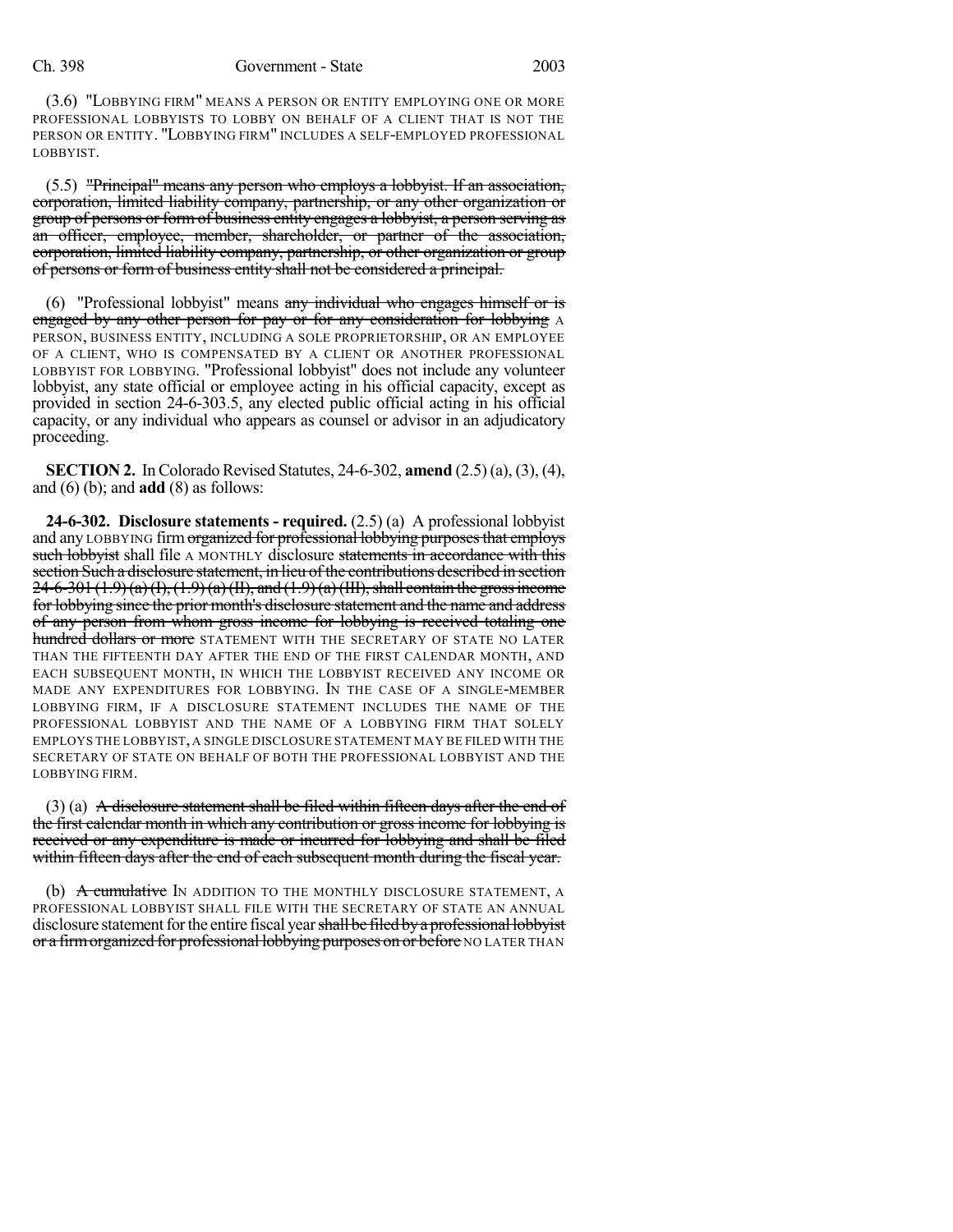(3.6) "LOBBYING FIRM" MEANS A PERSON OR ENTITY EMPLOYING ONE OR MORE PROFESSIONAL LOBBYISTS TO LOBBY ON BEHALF OF A CLIENT THAT IS NOT THE PERSON OR ENTITY. "LOBBYING FIRM" INCLUDES A SELF-EMPLOYED PROFESSIONAL LOBBYIST.

(5.5) ~~"Principal" means any person who employs a lobbyist. If an association, corporation, limited liability company, partnership, or any other organization or group of persons or form of business entity engages a lobbyist, a person serving as an officer, employee, member, shareholder, or partner of the association, corporation, limited liability company, partnership, or other organization or group of persons or form of business entity shall not be considered a principal.~~

(6) "Professional lobbyist" means ~~any individual who engages himself or is engaged by any other person for pay or for any consideration for lobbying~~ A PERSON, BUSINESS ENTITY, INCLUDING A SOLE PROPRIETORSHIP, OR AN EMPLOYEE OF A CLIENT, WHO IS COMPENSATED BY A CLIENT OR ANOTHER PROFESSIONAL LOBBYIST FOR LOBBYING. "Professional lobbyist" does not include any volunteer lobbyist, any state official or employee acting in his official capacity, except as provided in section 24-6-303.5, any elected public official acting in his official capacity, or any individual who appears as counsel or advisor in an adjudicatory proceeding.

**SECTION 2.** In Colorado Revised Statutes, 24-6-302, **amend** (2.5) (a), (3), (4), and (6) (b); and **add** (8) as follows:

**24-6-302. Disclosure statements - required.** (2.5) (a) A professional lobbyist and any LOBBYING firm ~~organized for professional lobbying purposes that employs such lobbyist~~ shall file A MONTHLY disclosure ~~statements in accordance with this section Such a disclosure statement, in lieu of the contributions described in section 24-6-301 (1.9) (a) (I), (1.9) (a) (II), and (1.9) (a) (III), shall contain the gross income for lobbying since the prior month's disclosure statement and the name and address of any person from whom gross income for lobbying is received totaling one hundred dollars or more~~ STATEMENT WITH THE SECRETARY OF STATE NO LATER THAN THE FIFTEENTH DAY AFTER THE END OF THE FIRST CALENDAR MONTH, AND EACH SUBSEQUENT MONTH, IN WHICH THE LOBBYIST RECEIVED ANY INCOME OR MADE ANY EXPENDITURES FOR LOBBYING. IN THE CASE OF A SINGLE-MEMBER LOBBYING FIRM, IF A DISCLOSURE STATEMENT INCLUDES THE NAME OF THE PROFESSIONAL LOBBYIST AND THE NAME OF A LOBBYING FIRM THAT SOLELY EMPLOYS THE LOBBYIST, A SINGLE DISCLOSURE STATEMENT MAY BE FILED WITH THE SECRETARY OF STATE ON BEHALF OF BOTH THE PROFESSIONAL LOBBYIST AND THE LOBBYING FIRM.

(3) (a) ~~A disclosure statement shall be filed within fifteen days after the end of the first calendar month in which any contribution or gross income for lobbying is received or any expenditure is made or incurred for lobbying and shall be filed within fifteen days after the end of each subsequent month during the fiscal year.~~

(b) ~~A cumulative~~ IN ADDITION TO THE MONTHLY DISCLOSURE STATEMENT, A PROFESSIONAL LOBBYIST SHALL FILE WITH THE SECRETARY OF STATE AN ANNUAL disclosure statement for the entire fiscal year ~~shall be filed by a professional lobbyist or a firm organized for professional lobbying purposes on or before~~ NO LATER THAN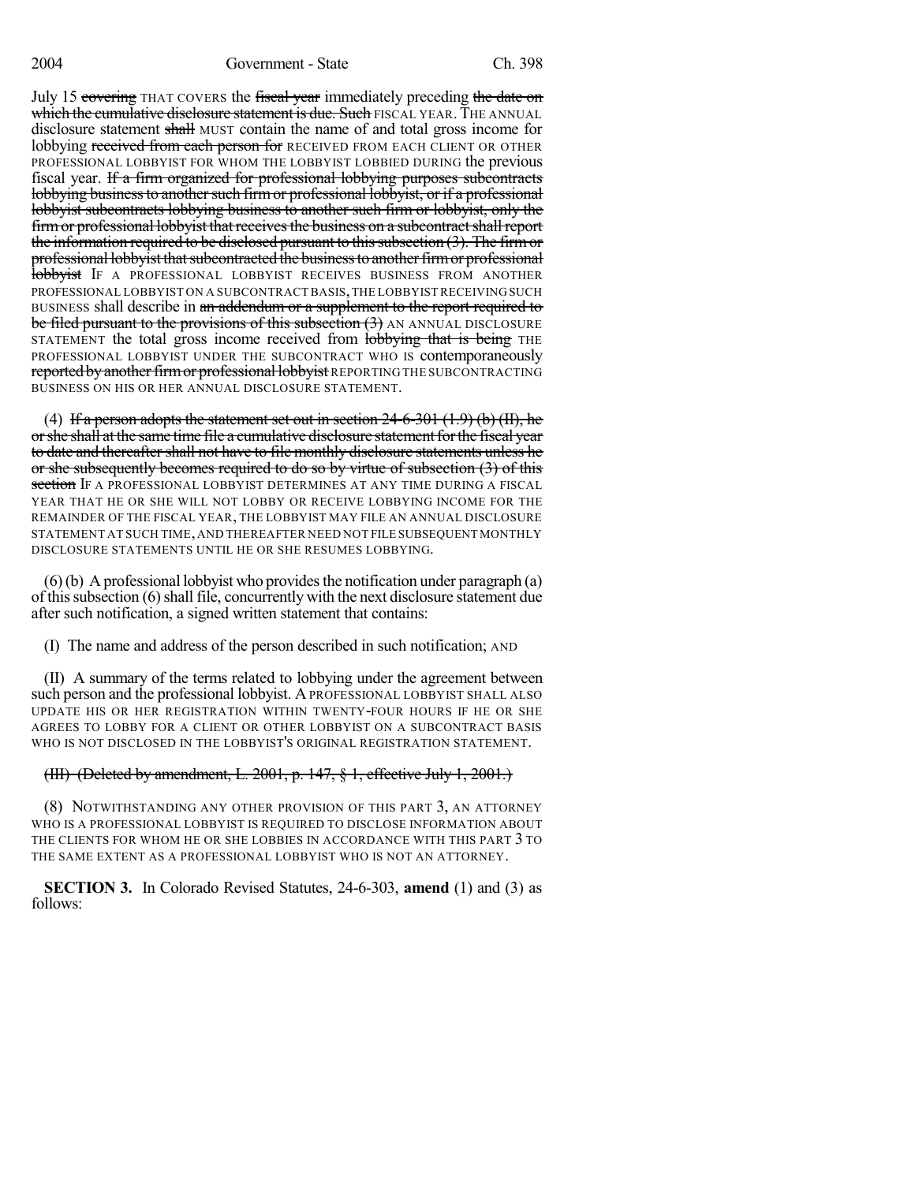July 15 ~~covering~~ THAT COVERS the ~~fiscal year~~ immediately preceding ~~the date on which the cumulative disclosure statement is due. Such~~ FISCAL YEAR. THE ANNUAL disclosure statement ~~shall~~ MUST contain the name of and total gross income for lobbying ~~received from each person for~~ RECEIVED FROM EACH CLIENT OR OTHER PROFESSIONAL LOBBYIST FOR WHOM THE LOBBYIST LOBBIED DURING the previous fiscal year. ~~If a firm organized for professional lobbying purposes subcontracts lobbying business to another such firm or professional lobbyist, or if a professional lobbyist subcontracts lobbying business to another such firm or lobbyist, only the firm or professional lobbyist that receives the business on a subcontract shall report the information required to be disclosed pursuant to this subsection (3). The firm or professional lobbyist that subcontracted the business to another firm or professional lobbyist~~ IF A PROFESSIONAL LOBBYIST RECEIVES BUSINESS FROM ANOTHER PROFESSIONAL LOBBYIST ON A SUBCONTRACT BASIS, THE LOBBYIST RECEIVING SUCH BUSINESS shall describe in ~~an addendum or a supplement to the report required to be filed pursuant to the provisions of this subsection (3)~~ AN ANNUAL DISCLOSURE STATEMENT the total gross income received from ~~lobbying that is being~~ THE PROFESSIONAL LOBBYIST UNDER THE SUBCONTRACT WHO IS contemporaneously ~~reported by another firm or professional lobbyist~~ REPORTING THE SUBCONTRACTING BUSINESS ON HIS OR HER ANNUAL DISCLOSURE STATEMENT.

(4) ~~If a person adopts the statement set out in section 24-6-301 (1.9) (b) (II), he or she shall at the same time file a cumulative disclosure statement for the fiscal year to date and thereafter shall not have to file monthly disclosure statements unless he or she subsequently becomes required to do so by virtue of subsection (3) of this section~~ IF A PROFESSIONAL LOBBYIST DETERMINES AT ANY TIME DURING A FISCAL YEAR THAT HE OR SHE WILL NOT LOBBY OR RECEIVE LOBBYING INCOME FOR THE REMAINDER OF THE FISCAL YEAR, THE LOBBYIST MAY FILE AN ANNUAL DISCLOSURE STATEMENT AT SUCH TIME, AND THEREAFTER NEED NOT FILE SUBSEQUENT MONTHLY DISCLOSURE STATEMENTS UNTIL HE OR SHE RESUMES LOBBYING.

(6) (b) A professional lobbyist who provides the notification under paragraph (a) of this subsection (6) shall file, concurrently with the next disclosure statement due after such notification, a signed written statement that contains:

(I) The name and address of the person described in such notification; AND

(II) A summary of the terms related to lobbying under the agreement between such person and the professional lobbyist. A PROFESSIONAL LOBBYIST SHALL ALSO UPDATE HIS OR HER REGISTRATION WITHIN TWENTY-FOUR HOURS IF HE OR SHE AGREES TO LOBBY FOR A CLIENT OR OTHER LOBBYIST ON A SUBCONTRACT BASIS WHO IS NOT DISCLOSED IN THE LOBBYIST'S ORIGINAL REGISTRATION STATEMENT.

~~(III) (Deleted by amendment, L. 2001, p. 147, § 1, effective July 1, 2001.)~~

(8) NOTWITHSTANDING ANY OTHER PROVISION OF THIS PART 3, AN ATTORNEY WHO IS A PROFESSIONAL LOBBYIST IS REQUIRED TO DISCLOSE INFORMATION ABOUT THE CLIENTS FOR WHOM HE OR SHE LOBBIES IN ACCORDANCE WITH THIS PART 3 TO THE SAME EXTENT AS A PROFESSIONAL LOBBYIST WHO IS NOT AN ATTORNEY.

**SECTION 3.** In Colorado Revised Statutes, 24-6-303, **amend** (1) and (3) as follows: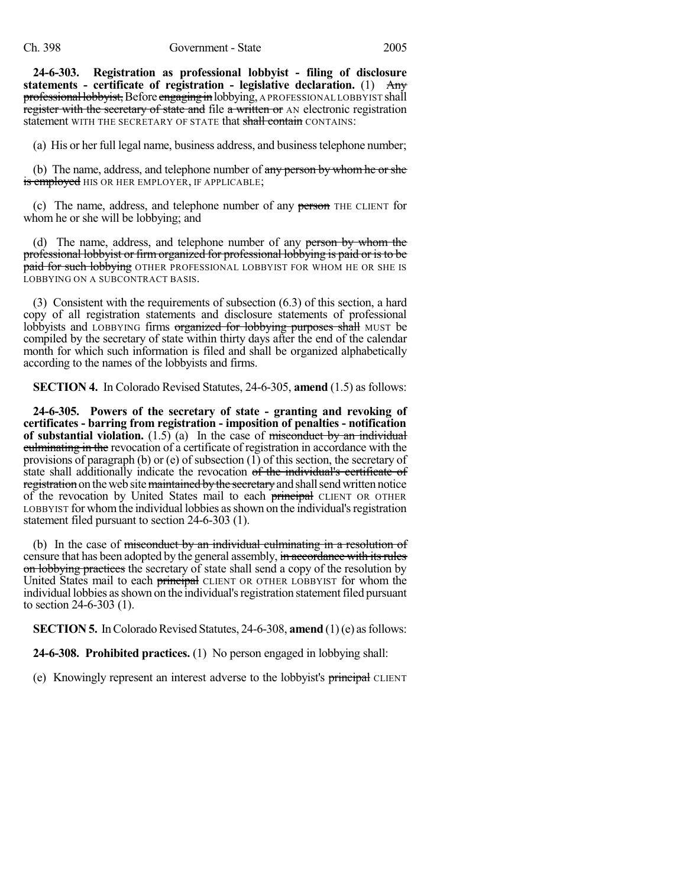**24-6-303. Registration as professional lobbyist - filing of disclosure statements - certificate of registration - legislative declaration.** (1) ~~Any professional lobbyist,~~ Before ~~engaging in~~ lobbying, A PROFESSIONAL LOBBYIST shall ~~register with the secretary of state and~~ file ~~a written or~~ AN electronic registration statement WITH THE SECRETARY OF STATE that ~~shall contain~~ CONTAINS:

(a) His or her full legal name, business address, and business telephone number;

(b) The name, address, and telephone number of ~~any person by whom he or she is employed~~ HIS OR HER EMPLOYER, IF APPLICABLE;

(c) The name, address, and telephone number of ~~any person~~ THE CLIENT for whom he or she will be lobbying; and

(d) The name, address, and telephone number of ~~any person by whom the professional lobbyist or firm organized for professional lobbying is paid or is to be paid for such lobbying~~ OTHER PROFESSIONAL LOBBYIST FOR WHOM HE OR SHE IS LOBBYING ON A SUBCONTRACT BASIS.

(3) Consistent with the requirements of subsection (6.3) of this section, a hard copy of all registration statements and disclosure statements of professional lobbyists and LOBBYING firms ~~organized for lobbying purposes shall~~ MUST be compiled by the secretary of state within thirty days after the end of the calendar month for which such information is filed and shall be organized alphabetically according to the names of the lobbyists and firms.

**SECTION 4.** In Colorado Revised Statutes, 24-6-305, **amend** (1.5) as follows:

**24-6-305. Powers of the secretary of state - granting and revoking of certificates - barring from registration - imposition of penalties - notification of substantial violation.** (1.5) (a) In the case of ~~misconduct by an individual culminating in the~~ revocation of a certificate of registration in accordance with the provisions of paragraph (b) or (e) of subsection (1) of this section, the secretary of state shall additionally indicate the revocation ~~of the individual's certificate of registration~~ on the web site ~~maintained by the secretary~~ and shall send written notice of the revocation by United States mail to each ~~principal~~ CLIENT OR OTHER LOBBYIST for whom the individual lobbies as shown on the individual's registration statement filed pursuant to section 24-6-303 (1).

(b) In the case of ~~misconduct by an individual culminating in a resolution of~~ censure that has been adopted by the general assembly, ~~in accordance with its rules on lobbying practices~~ the secretary of state shall send a copy of the resolution by United States mail to each ~~principal~~ CLIENT OR OTHER LOBBYIST for whom the individual lobbies as shown on the individual's registration statement filed pursuant to section 24-6-303 (1).

**SECTION 5.** In Colorado Revised Statutes, 24-6-308, **amend** (1) (e) as follows:

**24-6-308. Prohibited practices.** (1) No person engaged in lobbying shall:

(e) Knowingly represent an interest adverse to the lobbyist's ~~principal~~ CLIENT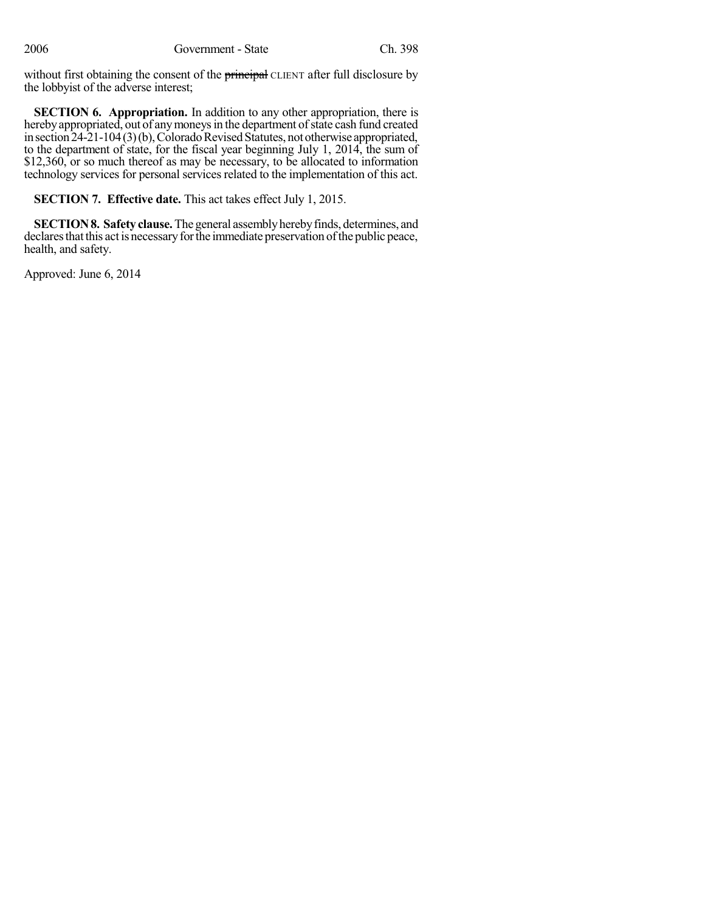without first obtaining the consent of the ~~principal~~ CLIENT after full disclosure by the lobbyist of the adverse interest;

**SECTION 6. Appropriation.** In addition to any other appropriation, there is hereby appropriated, out of any moneys in the department of state cash fund created in section 24-21-104 (3) (b), Colorado Revised Statutes, not otherwise appropriated, to the department of state, for the fiscal year beginning July 1, 2014, the sum of $12,360, or so much thereof as may be necessary, to be allocated to information technology services for personal services related to the implementation of this act.

**SECTION 7. Effective date.** This act takes effect July 1, 2015.

**SECTION 8. Safety clause.** The general assembly hereby finds, determines, and declares that this act is necessary for the immediate preservation of the public peace, health, and safety.

Approved: June 6, 2014